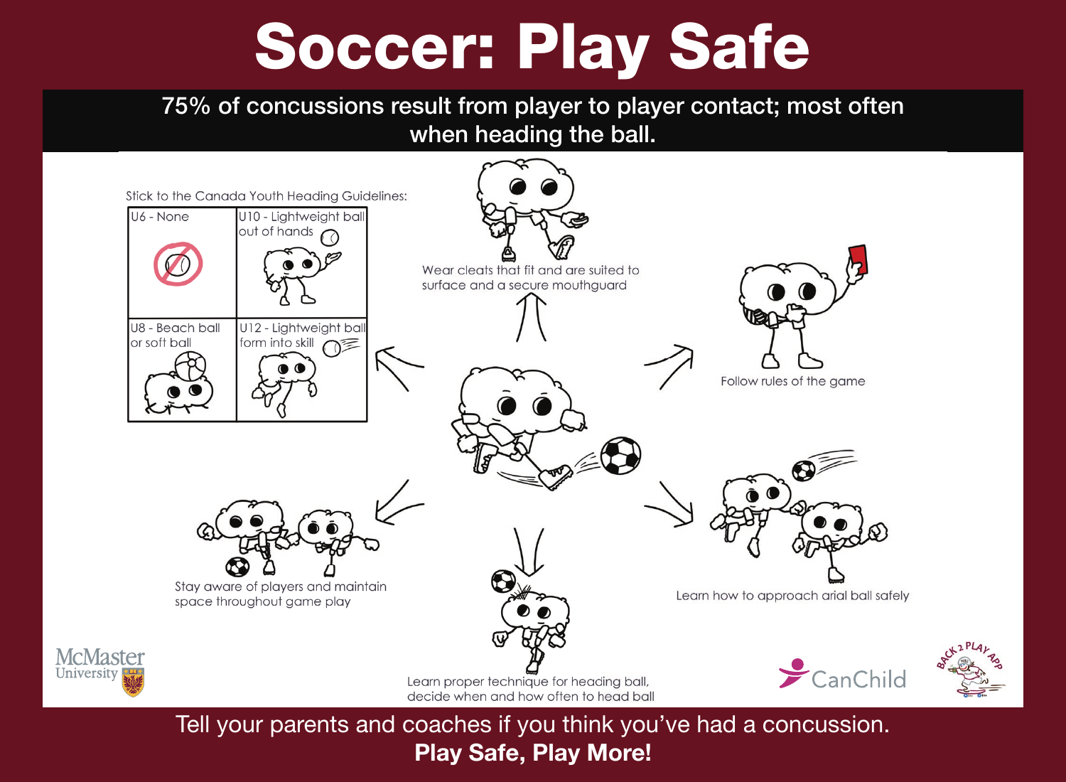# Soccer: Play Safe

**75% of concussions result from player to player contact; most often when heading the ball.**

Stick to the Canada Youth Heading Guidelines:

| | |
|---|---|
| U6 - None | U10 - Lightweight ball out of hands |
| U8 - Beach ball or soft ball | U12 - Lightweight ball form into skill |

Wear cleats that fit and are suited to surface and a secure mouthguard

Follow rules of the game

Learn how to approach arial ball safely

Learn proper technique for heading ball, decide when and how often to head ball

Stay aware of players and maintain space throughout game play

McMaster University

CanChild

BACK 2 PLAY APP

Tell your parents and coaches if you think you've had a concussion.

**Play Safe, Play More!**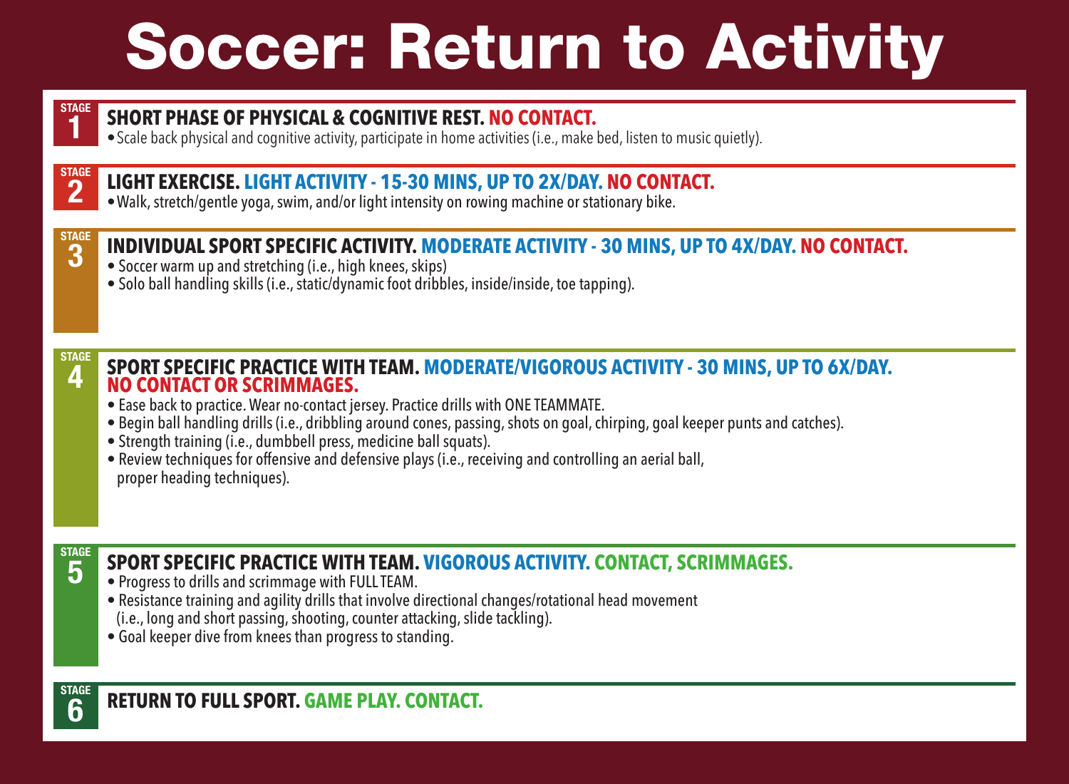# Soccer: Return to Activity

**STAGE 1**

**SHORT PHASE OF PHYSICAL & COGNITIVE REST. NO CONTACT.**

- Scale back physical and cognitive activity, participate in home activities (i.e., make bed, listen to music quietly).

**STAGE 2**

**LIGHT EXERCISE. LIGHT ACTIVITY - 15-30 MINS, UP TO 2X/DAY. NO CONTACT.**

- Walk, stretch/gentle yoga, swim, and/or light intensity on rowing machine or stationary bike.

**STAGE 3**

**INDIVIDUAL SPORT SPECIFIC ACTIVITY. MODERATE ACTIVITY - 30 MINS, UP TO 4X/DAY. NO CONTACT.**

- Soccer warm up and stretching (i.e., high knees, skips)
- Solo ball handling skills (i.e., static/dynamic foot dribbles, inside/inside, toe tapping).

**STAGE 4**

**SPORT SPECIFIC PRACTICE WITH TEAM. MODERATE/VIGOROUS ACTIVITY - 30 MINS, UP TO 6X/DAY. NO CONTACT OR SCRIMMAGES.**

- Ease back to practice. Wear no-contact jersey. Practice drills with ONE TEAMMATE.
- Begin ball handling drills (i.e., dribbling around cones, passing, shots on goal, chirping, goal keeper punts and catches).
- Strength training (i.e., dumbbell press, medicine ball squats).
- Review techniques for offensive and defensive plays (i.e., receiving and controlling an aerial ball, proper heading techniques).

**STAGE 5**

**SPORT SPECIFIC PRACTICE WITH TEAM. VIGOROUS ACTIVITY. CONTACT, SCRIMMAGES.**

- Progress to drills and scrimmage with FULL TEAM.
- Resistance training and agility drills that involve directional changes/rotational head movement (i.e., long and short passing, shooting, counter attacking, slide tackling).
- Goal keeper dive from knees than progress to standing.

**STAGE 6**

**RETURN TO FULL SPORT. GAME PLAY. CONTACT.**